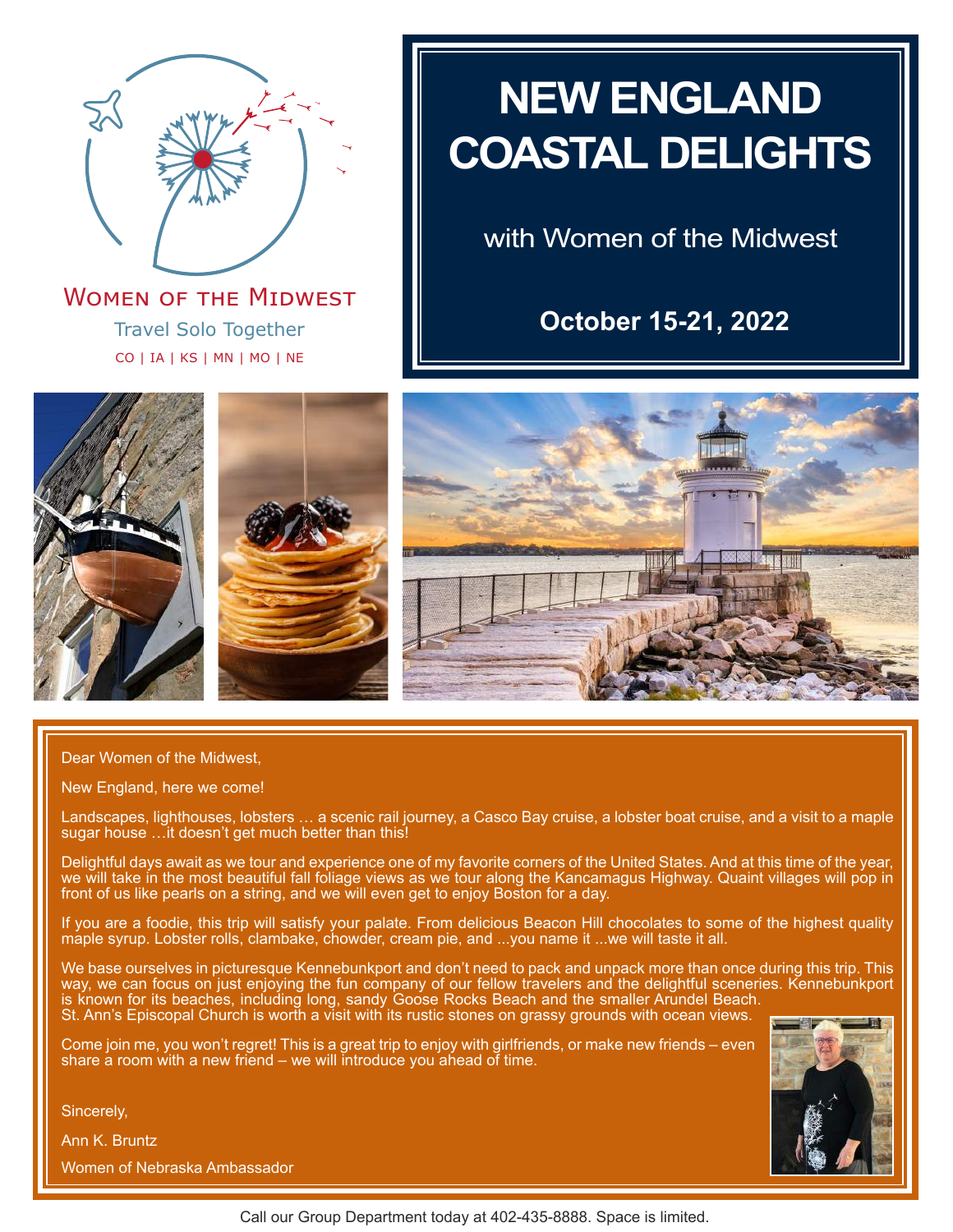Women of the Midwest

Travel Solo Together

CO | IA | KS | MN | MO | NE

# NEW ENGLAND COASTAL DELIGHTS

with Women of the Midwest

**October 15-21, 2022**

Dear Women of the Midwest,

New England, here we come!

Landscapes, lighthouses, lobsters … a scenic rail journey, a Casco Bay cruise, a lobster boat cruise, and a visit to a maple sugar house …it doesn't get much better than this!

Delightful days await as we tour and experience one of my favorite corners of the United States. And at this time of the year, we will take in the most beautiful fall foliage views as we tour along the Kancamagus Highway. Quaint villages will pop in front of us like pearls on a string, and we will even get to enjoy Boston for a day.

If you are a foodie, this trip will satisfy your palate. From delicious Beacon Hill chocolates to some of the highest quality maple syrup. Lobster rolls, clambake, chowder, cream pie, and ...you name it ...we will taste it all.

We base ourselves in picturesque Kennebunkport and don't need to pack and unpack more than once during this trip. This way, we can focus on just enjoying the fun company of our fellow travelers and the delightful sceneries. Kennebunkport is known for its beaches, including long, sandy Goose Rocks Beach and the smaller Arundel Beach. St. Ann's Episcopal Church is worth a visit with its rustic stones on grassy grounds with ocean views.

Come join me, you won't regret! This is a great trip to enjoy with girlfriends, or make new friends – even share a room with a new friend – we will introduce you ahead of time.

Sincerely,

Ann K. Bruntz

Women of Nebraska Ambassador

Call our Group Department today at 402-435-8888. Space is limited.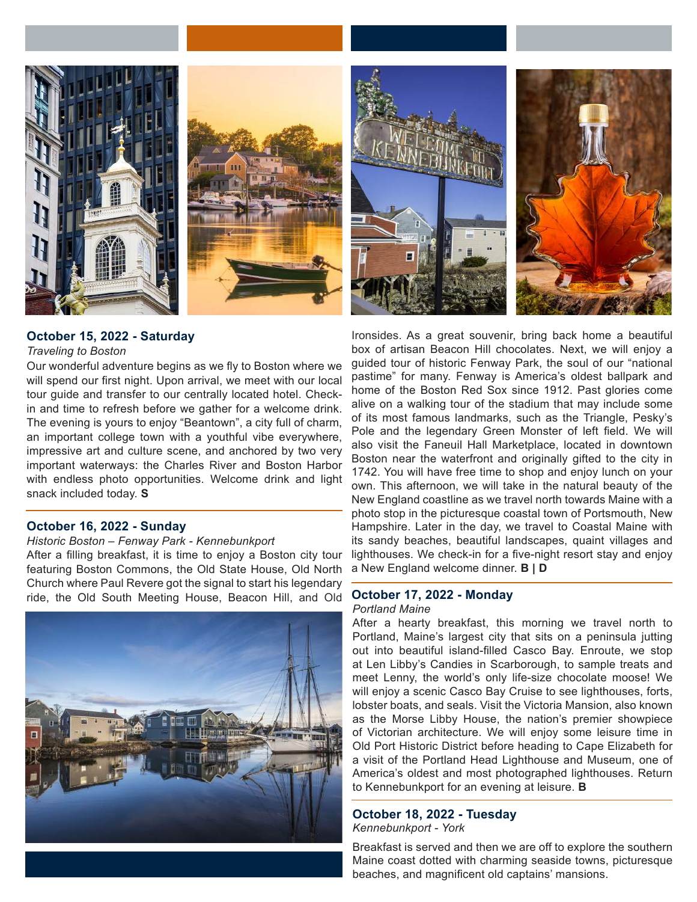### October 15, 2022 - Saturday

*Traveling to Boston*

Our wonderful adventure begins as we fly to Boston where we will spend our first night. Upon arrival, we meet with our local tour guide and transfer to our centrally located hotel. Check-in and time to refresh before we gather for a welcome drink. The evening is yours to enjoy "Beantown", a city full of charm, an important college town with a youthful vibe everywhere, impressive art and culture scene, and anchored by two very important waterways: the Charles River and Boston Harbor with endless photo opportunities. Welcome drink and light snack included today. **S**

### October 16, 2022 - Sunday

*Historic Boston – Fenway Park - Kennebunkport*

After a filling breakfast, it is time to enjoy a Boston city tour featuring Boston Commons, the Old State House, Old North Church where Paul Revere got the signal to start his legendary ride, the Old South Meeting House, Beacon Hill, and Old Ironsides. As a great souvenir, bring back home a beautiful box of artisan Beacon Hill chocolates. Next, we will enjoy a guided tour of historic Fenway Park, the soul of our "national pastime" for many. Fenway is America's oldest ballpark and home of the Boston Red Sox since 1912. Past glories come alive on a walking tour of the stadium that may include some of its most famous landmarks, such as the Triangle, Pesky's Pole and the legendary Green Monster of left field. We will also visit the Faneuil Hall Marketplace, located in downtown Boston near the waterfront and originally gifted to the city in 1742. You will have free time to shop and enjoy lunch on your own. This afternoon, we will take in the natural beauty of the New England coastline as we travel north towards Maine with a photo stop in the picturesque coastal town of Portsmouth, New Hampshire. Later in the day, we travel to Coastal Maine with its sandy beaches, beautiful landscapes, quaint villages and lighthouses. We check-in for a five-night resort stay and enjoy a New England welcome dinner. **B | D**

### October 17, 2022 - Monday

*Portland Maine*

After a hearty breakfast, this morning we travel north to Portland, Maine's largest city that sits on a peninsula jutting out into beautiful island-filled Casco Bay. Enroute, we stop at Len Libby's Candies in Scarborough, to sample treats and meet Lenny, the world's only life-size chocolate moose! We will enjoy a scenic Casco Bay Cruise to see lighthouses, forts, lobster boats, and seals. Visit the Victoria Mansion, also known as the Morse Libby House, the nation's premier showpiece of Victorian architecture. We will enjoy some leisure time in Old Port Historic District before heading to Cape Elizabeth for a visit of the Portland Head Lighthouse and Museum, one of America's oldest and most photographed lighthouses. Return to Kennebunkport for an evening at leisure. **B**

### October 18, 2022 - Tuesday

*Kennebunkport - York*

Breakfast is served and then we are off to explore the southern Maine coast dotted with charming seaside towns, picturesque beaches, and magnificent old captains' mansions.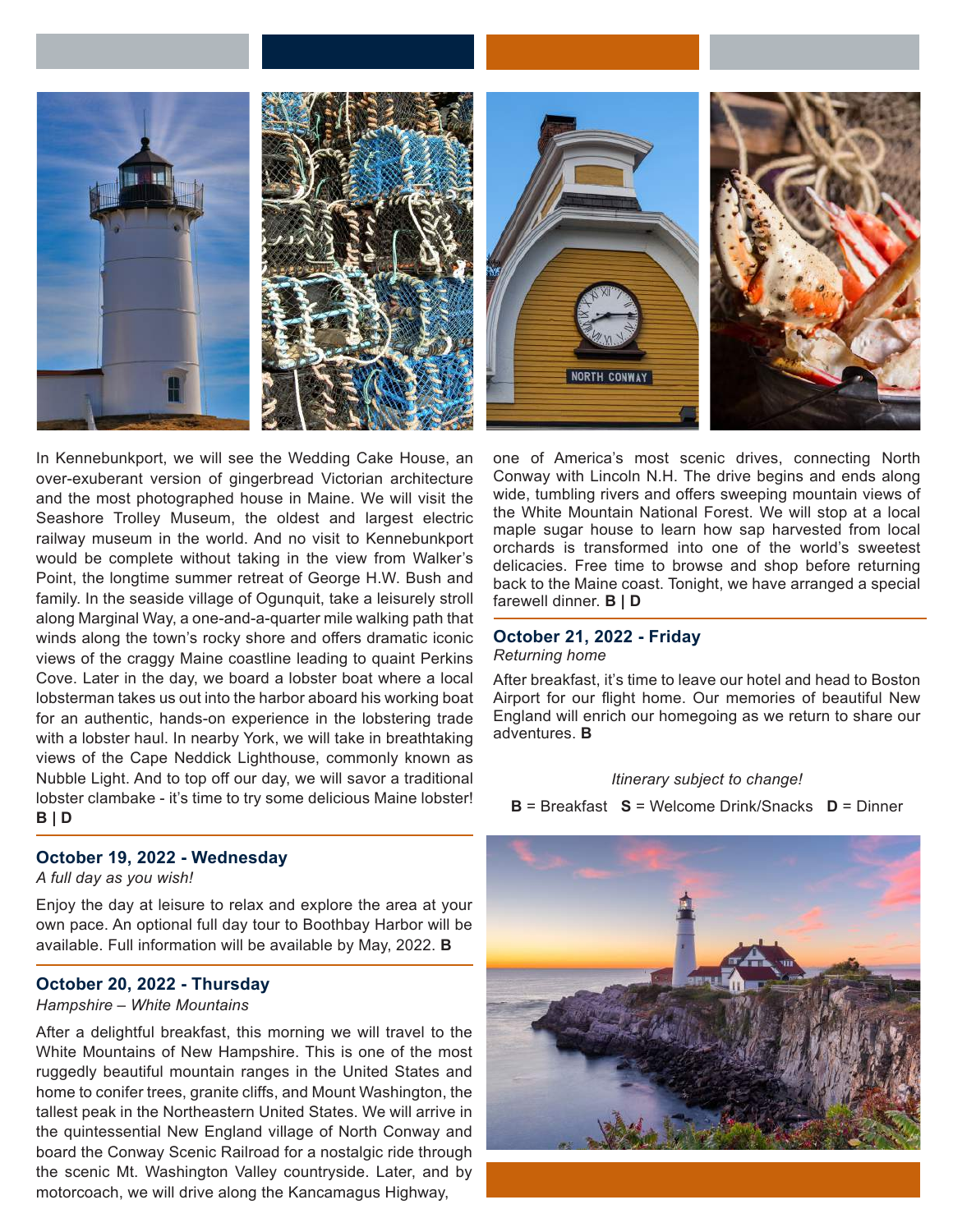In Kennebunkport, we will see the Wedding Cake House, an over-exuberant version of gingerbread Victorian architecture and the most photographed house in Maine. We will visit the Seashore Trolley Museum, the oldest and largest electric railway museum in the world. And no visit to Kennebunkport would be complete without taking in the view from Walker's Point, the longtime summer retreat of George H.W. Bush and family. In the seaside village of Ogunquit, take a leisurely stroll along Marginal Way, a one-and-a-quarter mile walking path that winds along the town's rocky shore and offers dramatic iconic views of the craggy Maine coastline leading to quaint Perkins Cove. Later in the day, we board a lobster boat where a local lobsterman takes us out into the harbor aboard his working boat for an authentic, hands-on experience in the lobstering trade with a lobster haul. In nearby York, we will take in breathtaking views of the Cape Neddick Lighthouse, commonly known as Nubble Light. And to top off our day, we will savor a traditional lobster clambake - it's time to try some delicious Maine lobster! **B | D**

### October 19, 2022 - Wednesday

*A full day as you wish!*

Enjoy the day at leisure to relax and explore the area at your own pace. An optional full day tour to Boothbay Harbor will be available. Full information will be available by May, 2022. **B**

### October 20, 2022 - Thursday

*Hampshire – White Mountains*

After a delightful breakfast, this morning we will travel to the White Mountains of New Hampshire. This is one of the most ruggedly beautiful mountain ranges in the United States and home to conifer trees, granite cliffs, and Mount Washington, the tallest peak in the Northeastern United States. We will arrive in the quintessential New England village of North Conway and board the Conway Scenic Railroad for a nostalgic ride through the scenic Mt. Washington Valley countryside. Later, and by motorcoach, we will drive along the Kancamagus Highway, one of America's most scenic drives, connecting North Conway with Lincoln N.H. The drive begins and ends along wide, tumbling rivers and offers sweeping mountain views of the White Mountain National Forest. We will stop at a local maple sugar house to learn how sap harvested from local orchards is transformed into one of the world's sweetest delicacies. Free time to browse and shop before returning back to the Maine coast. Tonight, we have arranged a special farewell dinner. **B | D**

### October 21, 2022 - Friday

*Returning home*

After breakfast, it's time to leave our hotel and head to Boston Airport for our flight home. Our memories of beautiful New England will enrich our homegoing as we return to share our adventures. **B**

*Itinerary subject to change!*

**B** = Breakfast **S** = Welcome Drink/Snacks **D** = Dinner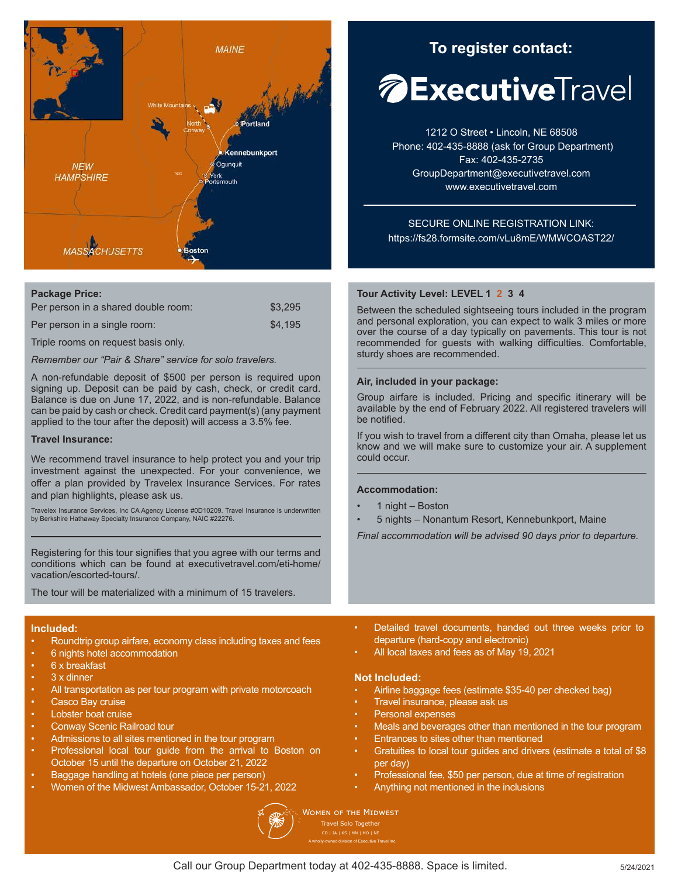MAINE

White Mountains

North Conway

Portland

Kennebunkport

Ogunquit

NEW HAMPSHIRE

York

Portsmouth

MASSACHUSETTS

Boston

## To register contact:

**ExecutiveTravel**

1212 O Street • Lincoln, NE 68508
Phone: 402-435-8888 (ask for Group Department)
Fax: 402-435-2735
GroupDepartment@executivetravel.com
www.executivetravel.com

SECURE ONLINE REGISTRATION LINK:
https://fs28.formsite.com/vLu8mE/WMWCOAST22/

**Package Price:**

| | |
|---|---|
| Per person in a shared double room: | $3,295 |
| Per person in a single room: | $4,195 |

Triple rooms on request basis only.

*Remember our "Pair & Share" service for solo travelers.*

A non-refundable deposit of $500 per person is required upon signing up. Deposit can be paid by cash, check, or credit card. Balance is due on June 17, 2022, and is non-refundable. Balance can be paid by cash or check. Credit card payment(s) (any payment applied to the tour after the deposit) will access a 3.5% fee.

**Travel Insurance:**

We recommend travel insurance to help protect you and your trip investment against the unexpected. For your convenience, we offer a plan provided by Travelex Insurance Services. For rates and plan highlights, please ask us.

Travelex Insurance Services, Inc CA Agency License #0D10209. Travel Insurance is underwritten by Berkshire Hathaway Specialty Insurance Company, NAIC #22276.

Registering for this tour signifies that you agree with our terms and conditions which can be found at executivetravel.com/eti-home/vacation/escorted-tours/.

The tour will be materialized with a minimum of 15 travelers.

**Tour Activity Level: LEVEL 1 2 3 4**

Between the scheduled sightseeing tours included in the program and personal exploration, you can expect to walk 3 miles or more over the course of a day typically on pavements. This tour is not recommended for guests with walking difficulties. Comfortable, sturdy shoes are recommended.

**Air, included in your package:**

Group airfare is included. Pricing and specific itinerary will be available by the end of February 2022. All registered travelers will be notified.

If you wish to travel from a different city than Omaha, please let us know and we will make sure to customize your air. A supplement could occur.

**Accommodation:**

- 1 night – Boston
- 5 nights – Nonantum Resort, Kennebunkport, Maine

*Final accommodation will be advised 90 days prior to departure.*

**Included:**

- Roundtrip group airfare, economy class including taxes and fees
- 6 nights hotel accommodation
- 6 x breakfast
- 3 x dinner
- All transportation as per tour program with private motorcoach
- Casco Bay cruise
- Lobster boat cruise
- Conway Scenic Railroad tour
- Admissions to all sites mentioned in the tour program
- Professional local tour guide from the arrival to Boston on October 15 until the departure on October 21, 2022
- Baggage handling at hotels (one piece per person)
- Women of the Midwest Ambassador, October 15-21, 2022
- Detailed travel documents, handed out three weeks prior to departure (hard-copy and electronic)
- All local taxes and fees as of May 19, 2021

**Not Included:**

- Airline baggage fees (estimate $35-40 per checked bag)
- Travel insurance, please ask us
- Personal expenses
- Meals and beverages other than mentioned in the tour program
- Entrances to sites other than mentioned
- Gratuities to local tour guides and drivers (estimate a total of $8 per day)
- Professional fee, $50 per person, due at time of registration
- Anything not mentioned in the inclusions

Women of the Midwest
Travel Solo Together
CO | IA | KS | MN | MO | NE
A wholly-owned division of Executive Travel Inc.

Call our Group Department today at 402-435-8888. Space is limited.

5/24/2021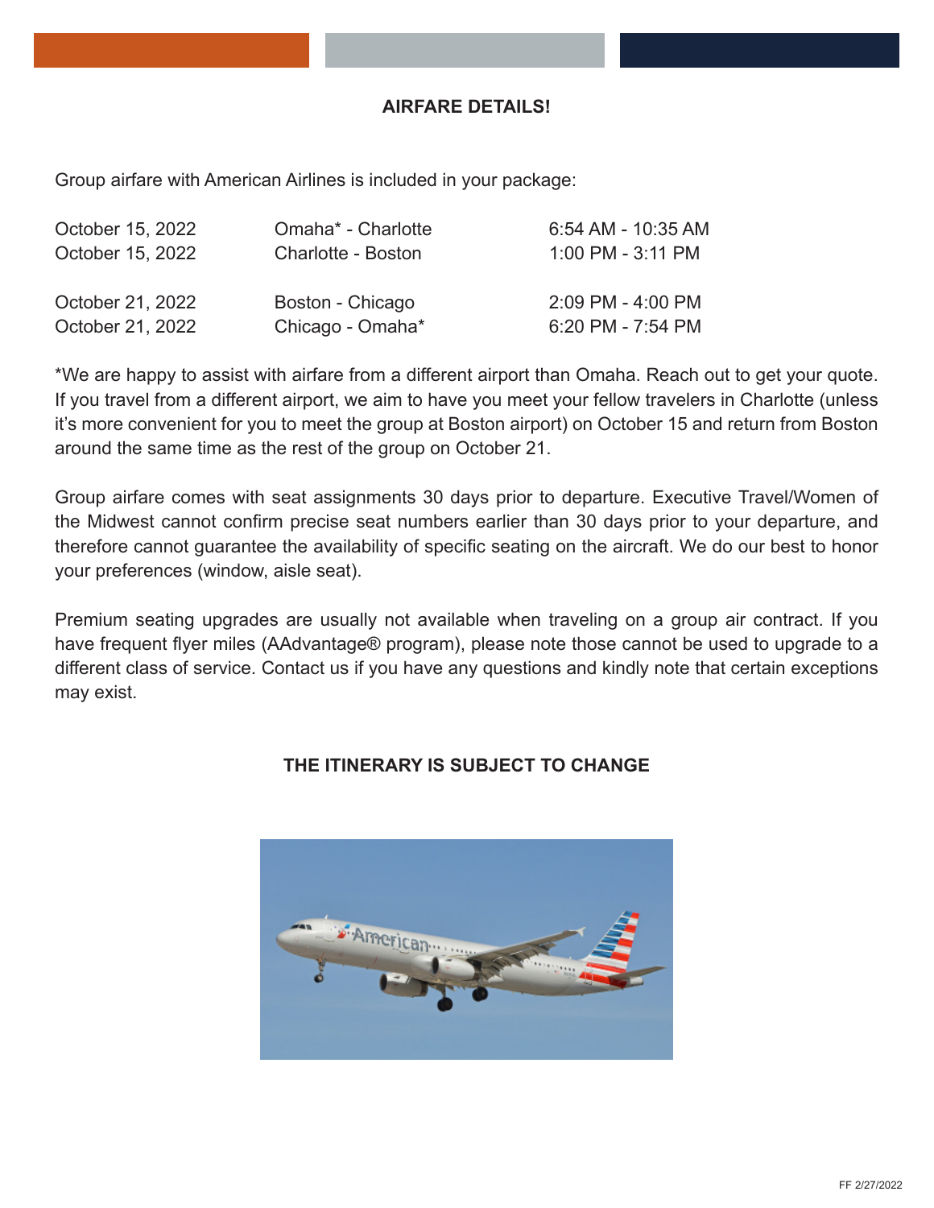**AIRFARE DETAILS!**

Group airfare with American Airlines is included in your package:

| | | |
|---|---|---|
| October 15, 2022 | Omaha* - Charlotte | 6:54 AM - 10:35 AM |
| October 15, 2022 | Charlotte - Boston | 1:00 PM - 3:11 PM |
| October 21, 2022 | Boston - Chicago | 2:09 PM - 4:00 PM |
| October 21, 2022 | Chicago - Omaha* | 6:20 PM - 7:54 PM |

*We are happy to assist with airfare from a different airport than Omaha. Reach out to get your quote. If you travel from a different airport, we aim to have you meet your fellow travelers in Charlotte (unless it's more convenient for you to meet the group at Boston airport) on October 15 and return from Boston around the same time as the rest of the group on October 21.

Group airfare comes with seat assignments 30 days prior to departure. Executive Travel/Women of the Midwest cannot confirm precise seat numbers earlier than 30 days prior to your departure, and therefore cannot guarantee the availability of specific seating on the aircraft. We do our best to honor your preferences (window, aisle seat).

Premium seating upgrades are usually not available when traveling on a group air contract. If you have frequent flyer miles (AAdvantage® program), please note those cannot be used to upgrade to a different class of service. Contact us if you have any questions and kindly note that certain exceptions may exist.

**THE ITINERARY IS SUBJECT TO CHANGE**

FF 2/27/2022